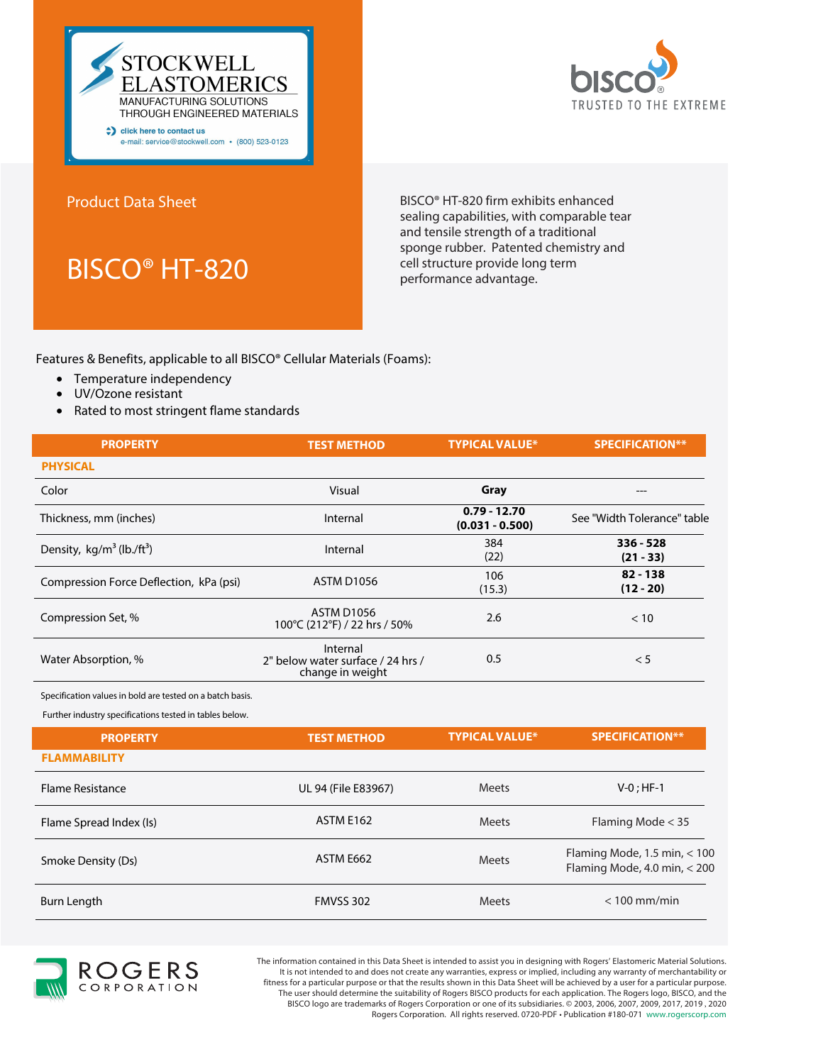STOCKWELL ELASTOMERICS
MANUFACTURING SOLUTIONS THROUGH ENGINEERED MATERIALS

click here to contact us
e-mail: service@stockwell.com • (800) 523-0123

bisco®
TRUSTED TO THE EXTREME

Product Data Sheet

# BISCO® HT-820

BISCO® HT-820 firm exhibits enhanced sealing capabilities, with comparable tear and tensile strength of a traditional sponge rubber. Patented chemistry and cell structure provide long term performance advantage.

Features & Benefits, applicable to all BISCO® Cellular Materials (Foams):

- Temperature independency
- UV/Ozone resistant
- Rated to most stringent flame standards

| PROPERTY | TEST METHOD | TYPICAL VALUE* | SPECIFICATION** |
|---|---|---|---|
| **PHYSICAL** | | | |
| Color | Visual | **Gray** | --- |
| Thickness, mm (inches) | Internal | **0.79 - 12.70 (0.031 - 0.500)** | See "Width Tolerance" table |
| Density, kg/m$^3$ (lb./ft$^3$) | Internal | 384 (22) | **336 - 528 (21 - 33)** |
| Compression Force Deflection, kPa (psi) | ASTM D1056 | 106 (15.3) | **82 - 138 (12 - 20)** |
| Compression Set, % | ASTM D1056 100°C (212°F) / 22 hrs / 50% | 2.6 | < 10 |
| Water Absorption, % | Internal 2" below water surface / 24 hrs / change in weight | 0.5 | < 5 |

Specification values in bold are tested on a batch basis.

Further industry specifications tested in tables below.

| PROPERTY | TEST METHOD | TYPICAL VALUE* | SPECIFICATION** |
|---|---|---|---|
| **FLAMMABILITY** | | | |
| Flame Resistance | UL 94 (File E83967) | Meets | V-0 ; HF-1 |
| Flame Spread Index (Is) | ASTM E162 | Meets | Flaming Mode < 35 |
| Smoke Density (Ds) | ASTM E662 | Meets | Flaming Mode, 1.5 min, < 100<br>Flaming Mode, 4.0 min, < 200 |
| Burn Length | FMVSS 302 | Meets | < 100 mm/min |

ROGERS CORPORATION

The information contained in this Data Sheet is intended to assist you in designing with Rogers' Elastomeric Material Solutions. It is not intended to and does not create any warranties, express or implied, including any warranty of merchantability or fitness for a particular purpose or that the results shown in this Data Sheet will be achieved by a user for a particular purpose. The user should determine the suitability of Rogers BISCO products for each application. The Rogers logo, BISCO, and the BISCO logo are trademarks of Rogers Corporation or one of its subsidiaries. © 2003, 2006, 2007, 2009, 2017, 2019 , 2020 Rogers Corporation. All rights reserved. 0720-PDF • Publication #180-071 www.rogerscorp.com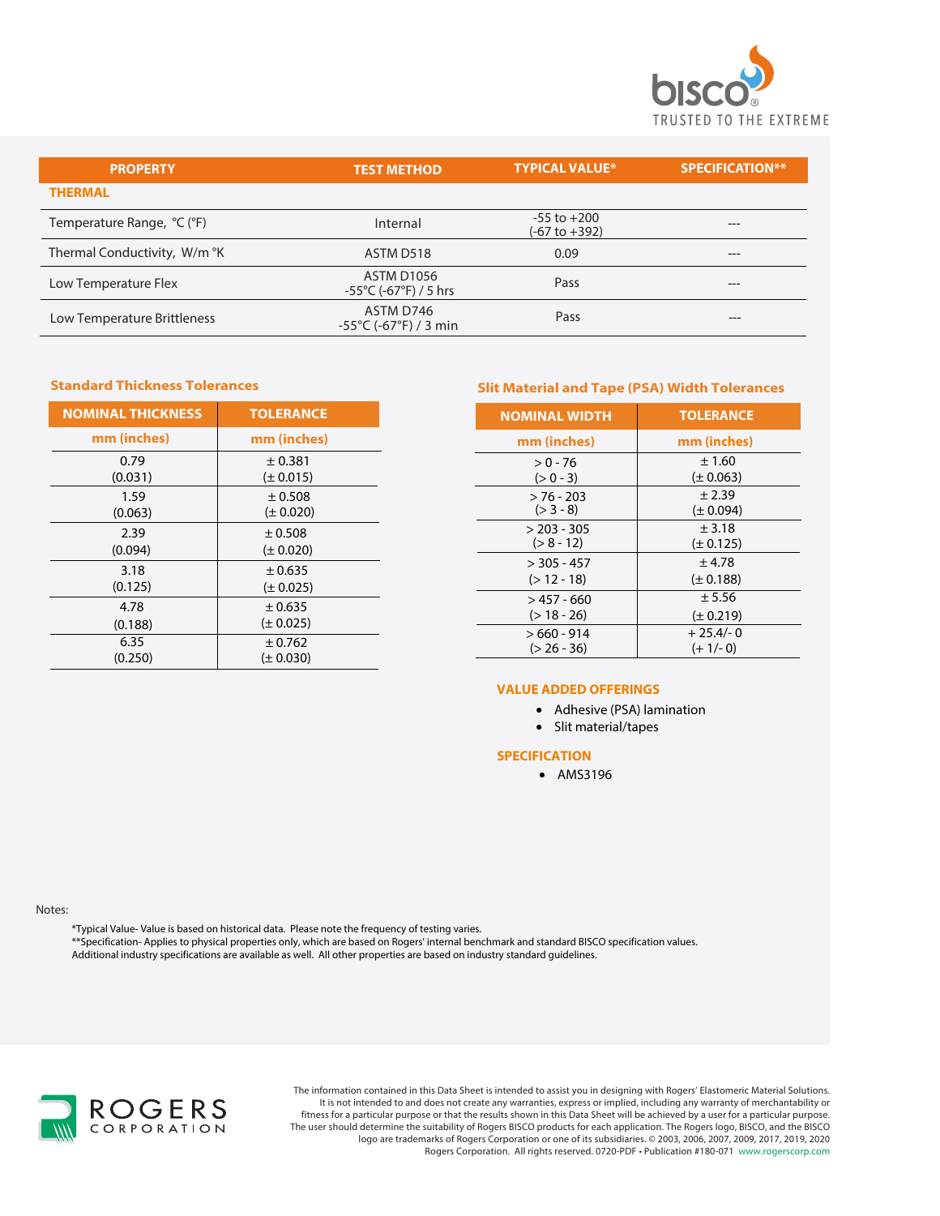| PROPERTY | TEST METHOD | TYPICAL VALUE* | SPECIFICATION** |
|---|---|---|---|
| **THERMAL** | | | |
| Temperature Range, °C (°F) | Internal | -55 to +200 (-67 to +392) | --- |
| Thermal Conductivity, W/m °K | ASTM D518 | 0.09 | --- |
| Low Temperature Flex | ASTM D1056 -55°C (-67°F) / 5 hrs | Pass | --- |
| Low Temperature Brittleness | ASTM D746 -55°C (-67°F) / 3 min | Pass | --- |

### Standard Thickness Tolerances

| NOMINAL THICKNESS mm (inches) | TOLERANCE mm (inches) |
|---|---|
| 0.79 (0.031) | ± 0.381 (± 0.015) |
| 1.59 (0.063) | ± 0.508 (± 0.020) |
| 2.39 (0.094) | ± 0.508 (± 0.020) |
| 3.18 (0.125) | ± 0.635 (± 0.025) |
| 4.78 (0.188) | ± 0.635 (± 0.025) |
| 6.35 (0.250) | ± 0.762 (± 0.030) |

### Slit Material and Tape (PSA) Width Tolerances

| NOMINAL WIDTH mm (inches) | TOLERANCE mm (inches) |
|---|---|
| > 0 - 76 (> 0 - 3) | ± 1.60 (± 0.063) |
| > 76 - 203 (> 3 - 8) | ± 2.39 (± 0.094) |
| > 203 - 305 (> 8 - 12) | ± 3.18 (± 0.125) |
| > 305 - 457 (> 12 - 18) | ± 4.78 (± 0.188) |
| > 457 - 660 (> 18 - 26) | ± 5.56 (± 0.219) |
| > 660 - 914 (> 26 - 36) | + 25.4/- 0 (+ 1/- 0) |

### VALUE ADDED OFFERINGS

- Adhesive (PSA) lamination
- Slit material/tapes

### SPECIFICATION

- AMS3196

Notes:

*Typical Value- Value is based on historical data. Please note the frequency of testing varies.
**Specification- Applies to physical properties only, which are based on Rogers' internal benchmark and standard BISCO specification values. Additional industry specifications are available as well. All other properties are based on industry standard guidelines.

The information contained in this Data Sheet is intended to assist you in designing with Rogers' Elastomeric Material Solutions. It is not intended to and does not create any warranties, express or implied, including any warranty of merchantability or fitness for a particular purpose or that the results shown in this Data Sheet will be achieved by a user for a particular purpose. The user should determine the suitability of Rogers BISCO products for each application. The Rogers logo, BISCO, and the BISCO logo are trademarks of Rogers Corporation or one of its subsidiaries. © 2003, 2006, 2007, 2009, 2017, 2019, 2020 Rogers Corporation. All rights reserved. 0720-PDF • Publication #180-071 www.rogerscorp.com